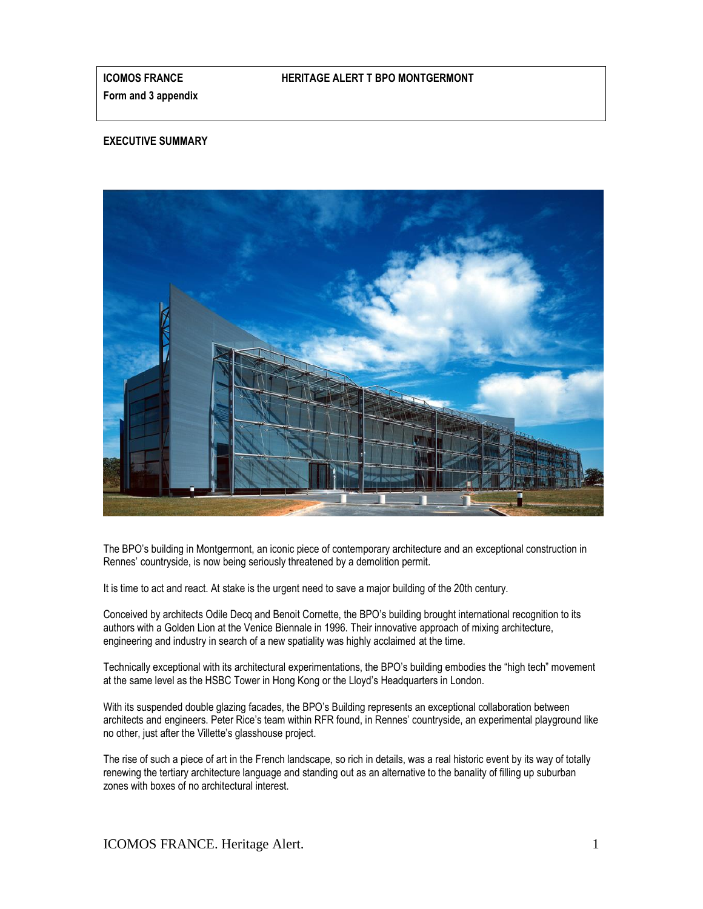**ICOMOS FRANCE** **HERITAGE ALERT T BPO MONTGERMONT**

**Form and 3 appendix**

**EXECUTIVE SUMMARY**

The BPO's building in Montgermont, an iconic piece of contemporary architecture and an exceptional construction in Rennes' countryside, is now being seriously threatened by a demolition permit.

It is time to act and react. At stake is the urgent need to save a major building of the 20th century.

Conceived by architects Odile Decq and Benoit Cornette, the BPO's building brought international recognition to its authors with a Golden Lion at the Venice Biennale in 1996. Their innovative approach of mixing architecture, engineering and industry in search of a new spatiality was highly acclaimed at the time.

Technically exceptional with its architectural experimentations, the BPO's building embodies the "high tech" movement at the same level as the HSBC Tower in Hong Kong or the Lloyd's Headquarters in London.

With its suspended double glazing facades, the BPO's Building represents an exceptional collaboration between architects and engineers. Peter Rice's team within RFR found, in Rennes' countryside, an experimental playground like no other, just after the Villette's glasshouse project.

The rise of such a piece of art in the French landscape, so rich in details, was a real historic event by its way of totally renewing the tertiary architecture language and standing out as an alternative to the banality of filling up suburban zones with boxes of no architectural interest.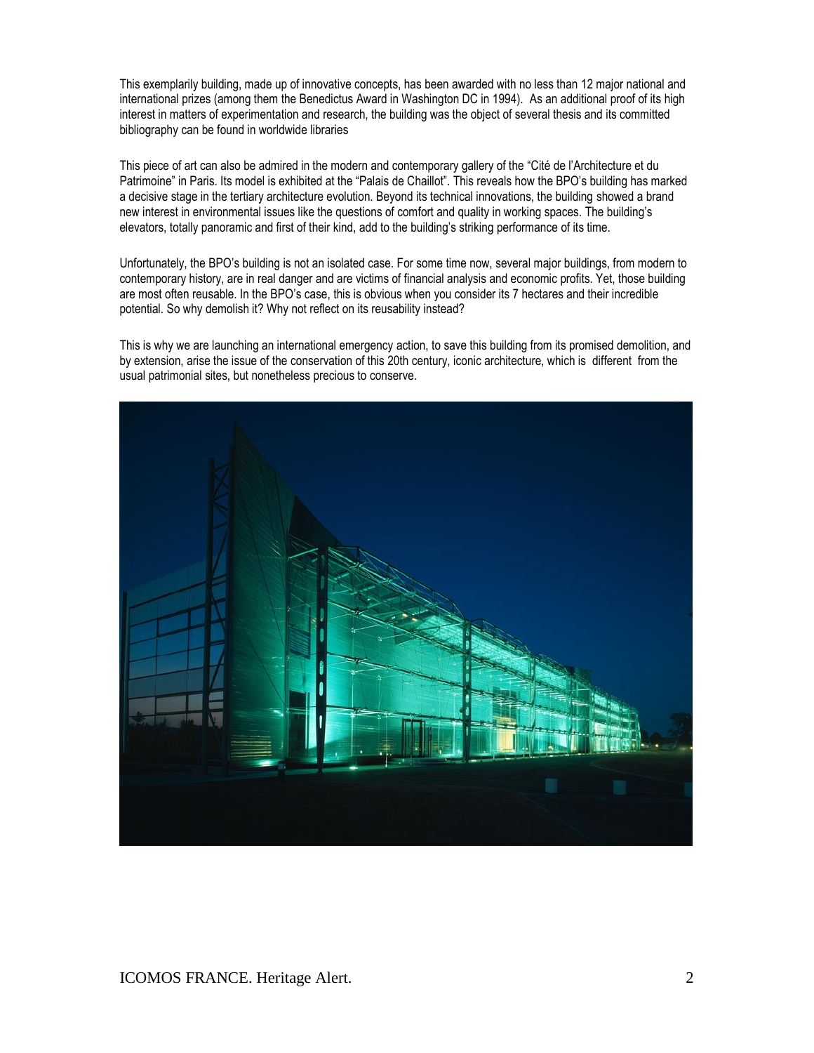This exemplarily building, made up of innovative concepts, has been awarded with no less than 12 major national and international prizes (among them the Benedictus Award in Washington DC in 1994). As an additional proof of its high interest in matters of experimentation and research, the building was the object of several thesis and its committed bibliography can be found in worldwide libraries

This piece of art can also be admired in the modern and contemporary gallery of the "Cité de l'Architecture et du Patrimoine" in Paris. Its model is exhibited at the "Palais de Chaillot". This reveals how the BPO's building has marked a decisive stage in the tertiary architecture evolution. Beyond its technical innovations, the building showed a brand new interest in environmental issues like the questions of comfort and quality in working spaces. The building's elevators, totally panoramic and first of their kind, add to the building's striking performance of its time.

Unfortunately, the BPO's building is not an isolated case. For some time now, several major buildings, from modern to contemporary history, are in real danger and are victims of financial analysis and economic profits. Yet, those building are most often reusable. In the BPO's case, this is obvious when you consider its 7 hectares and their incredible potential. So why demolish it? Why not reflect on its reusability instead?

This is why we are launching an international emergency action, to save this building from its promised demolition, and by extension, arise the issue of the conservation of this 20th century, iconic architecture, which is different from the usual patrimonial sites, but nonetheless precious to conserve.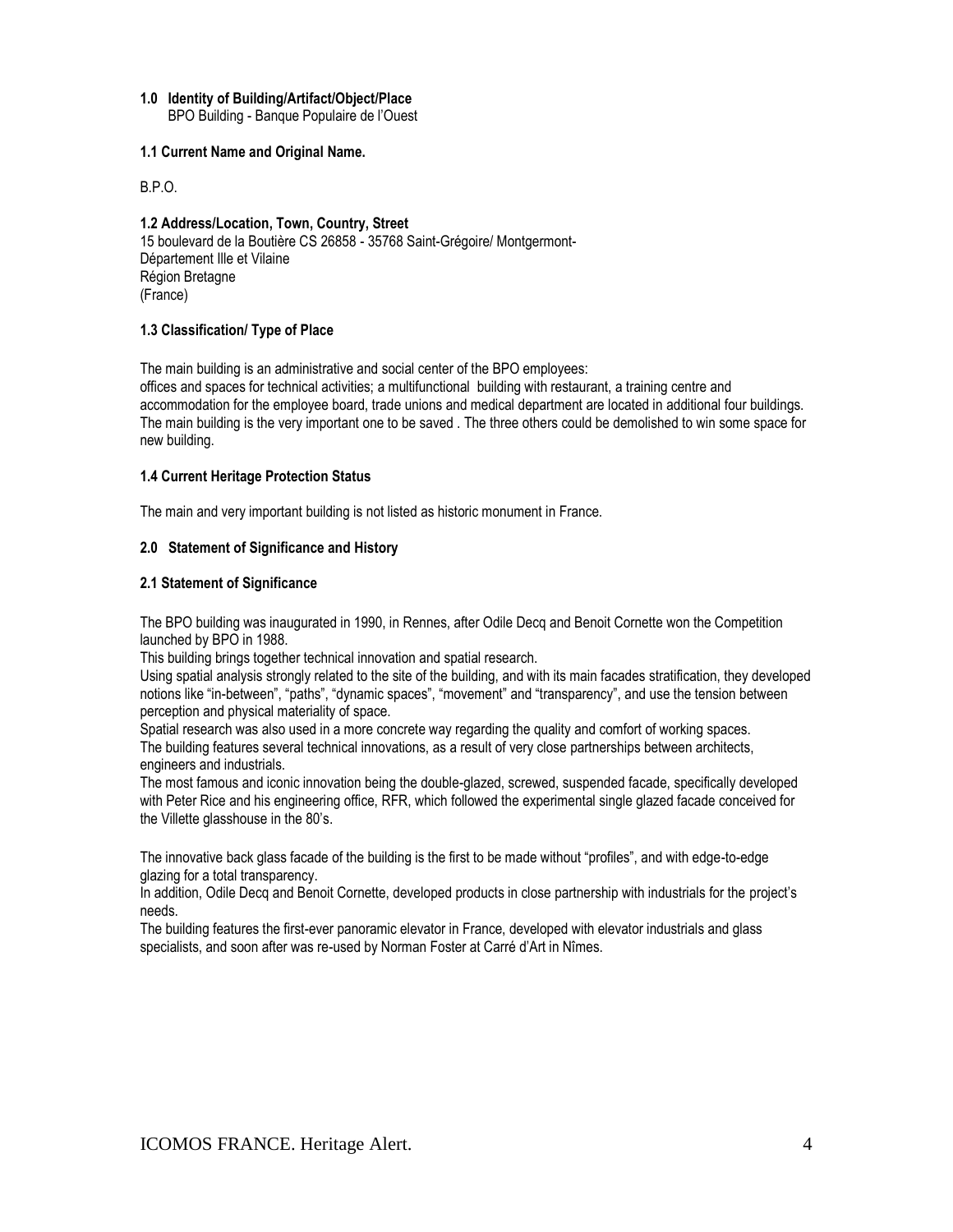## 1.0 Identity of Building/Artifact/Object/Place

BPO Building - Banque Populaire de l'Ouest

### 1.1 Current Name and Original Name.

B.P.O.

### 1.2 Address/Location, Town, Country, Street

15 boulevard de la Boutière CS 26858 - 35768 Saint-Grégoire/ Montgermont-
Département Ille et Vilaine
Région Bretagne
(France)

### 1.3 Classification/ Type of Place

The main building is an administrative and social center of the BPO employees:
offices and spaces for technical activities; a multifunctional building with restaurant, a training centre and accommodation for the employee board, trade unions and medical department are located in additional four buildings.
The main building is the very important one to be saved . The three others could be demolished to win some space for new building.

### 1.4 Current Heritage Protection Status

The main and very important building is not listed as historic monument in France.

## 2.0 Statement of Significance and History

### 2.1 Statement of Significance

The BPO building was inaugurated in 1990, in Rennes, after Odile Decq and Benoit Cornette won the Competition launched by BPO in 1988.
This building brings together technical innovation and spatial research.
Using spatial analysis strongly related to the site of the building, and with its main facades stratification, they developed notions like "in-between", "paths", "dynamic spaces", "movement" and "transparency", and use the tension between perception and physical materiality of space.
Spatial research was also used in a more concrete way regarding the quality and comfort of working spaces.
The building features several technical innovations, as a result of very close partnerships between architects, engineers and industrials.
The most famous and iconic innovation being the double-glazed, screwed, suspended facade, specifically developed with Peter Rice and his engineering office, RFR, which followed the experimental single glazed facade conceived for the Villette glasshouse in the 80's.

The innovative back glass facade of the building is the first to be made without "profiles", and with edge-to-edge glazing for a total transparency.
In addition, Odile Decq and Benoit Cornette, developed products in close partnership with industrials for the project's needs.
The building features the first-ever panoramic elevator in France, developed with elevator industrials and glass specialists, and soon after was re-used by Norman Foster at Carré d'Art in Nîmes.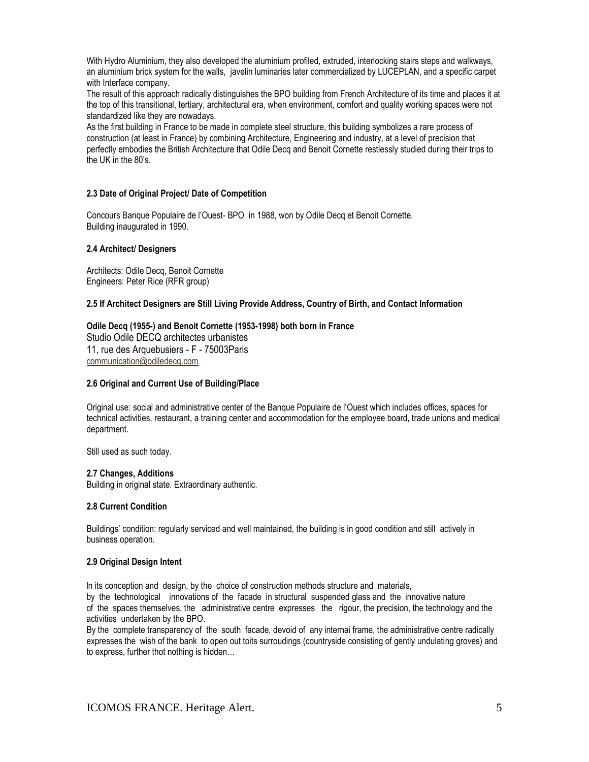With Hydro Aluminium, they also developed the aluminium profiled, extruded, interlocking stairs steps and walkways, an aluminium brick system for the walls, javelin luminaries later commercialized by LUCEPLAN, and a specific carpet with Interface company.

The result of this approach radically distinguishes the BPO building from French Architecture of its time and places it at the top of this transitional, tertiary, architectural era, when environment, comfort and quality working spaces were not standardized like they are nowadays.

As the first building in France to be made in complete steel structure, this building symbolizes a rare process of construction (at least in France) by combining Architecture, Engineering and industry, at a level of precision that perfectly embodies the British Architecture that Odile Decq and Benoit Cornette restlessly studied during their trips to the UK in the 80's.

#### 2.3 Date of Original Project/ Date of Competition

Concours Banque Populaire de l'Ouest- BPO in 1988, won by Odile Decq et Benoit Cornette.
Building inaugurated in 1990.

#### 2.4 Architect/ Designers

Architects: Odile Decq, Benoit Cornette
Engineers: Peter Rice (RFR group)

#### 2.5 If Architect Designers are Still Living Provide Address, Country of Birth, and Contact Information

**Odile Decq (1955-) and Benoit Cornette (1953-1998) both born in France**
Studio Odile DECQ architectes urbanistes
11, rue des Arquebusiers - F - 75003Paris
communication@odiledecq.com

#### 2.6 Original and Current Use of Building/Place

Original use: social and administrative center of the Banque Populaire de l'Ouest which includes offices, spaces for technical activities, restaurant, a training center and accommodation for the employee board, trade unions and medical department.

Still used as such today.

#### 2.7 Changes, Additions

Building in original state. Extraordinary authentic.

#### 2.8 Current Condition

Buildings' condition: regularly serviced and well maintained, the building is in good condition and still actively in business operation.

#### 2.9 Original Design Intent

In its conception and design, by the choice of construction methods structure and materials, by the technological innovations of the facade in structural suspended glass and the innovative nature of the spaces themselves, the administrative centre expresses the rigour, the precision, the technology and the activities undertaken by the BPO.

By the complete transparency of the south facade, devoid of any internai frame, the administrative centre radically expresses the wish of the bank to open out toits surroudings (countryside consisting of gently undulating groves) and to express, further thot nothing is hidden…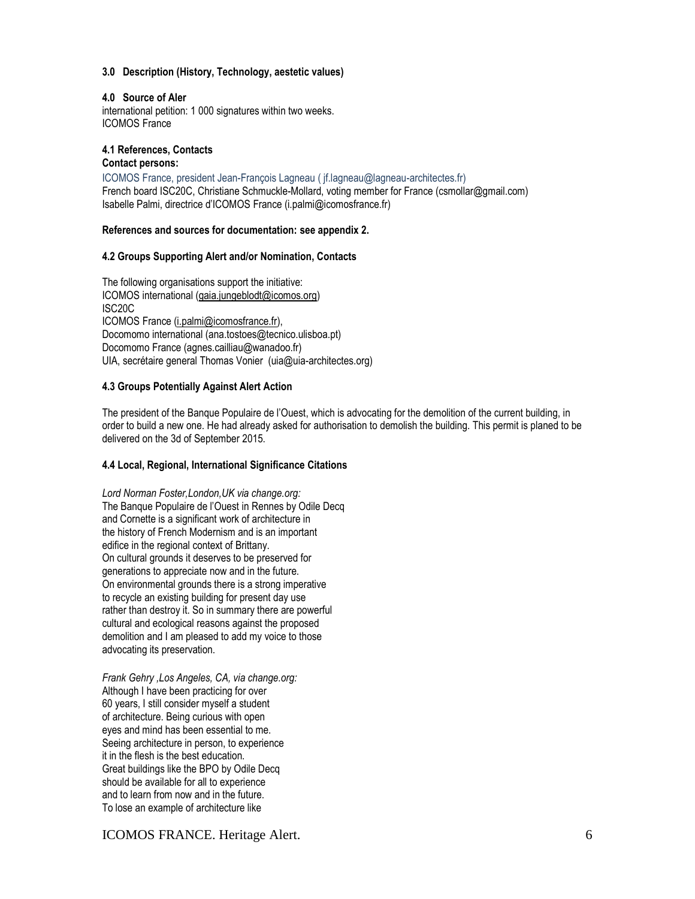### 3.0 Description (History, Technology, aestetic values)

### 4.0 Source of Aler

international petition: 1 000 signatures within two weeks.
ICOMOS France

### 4.1 References, Contacts

**Contact persons:**

ICOMOS France, president Jean-François Lagneau ( jf.lagneau@lagneau-architectes.fr)
French board ISC20C, Christiane Schmuckle-Mollard, voting member for France (csmollar@gmail.com)
Isabelle Palmi, directrice d'ICOMOS France (i.palmi@icomosfrance.fr)

**References and sources for documentation: see appendix 2.**

### 4.2 Groups Supporting Alert and/or Nomination, Contacts

The following organisations support the initiative:
ICOMOS international (gaia.jungeblodt@icomos.org)
ISC20C
ICOMOS France (i.palmi@icomosfrance.fr),
Docomomo international (ana.tostoes@tecnico.ulisboa.pt)
Docomomo France (agnes.cailliau@wanadoo.fr)
UIA, secrétaire general Thomas Vonier (uia@uia-architectes.org)

### 4.3 Groups Potentially Against Alert Action

The president of the Banque Populaire de l'Ouest, which is advocating for the demolition of the current building, in order to build a new one. He had already asked for authorisation to demolish the building. This permit is planed to be delivered on the 3d of September 2015.

### 4.4 Local, Regional, International Significance Citations

*Lord Norman Foster,London,UK via change.org:*
The Banque Populaire de l'Ouest in Rennes by Odile Decq
and Cornette is a significant work of architecture in
the history of French Modernism and is an important
edifice in the regional context of Brittany.
On cultural grounds it deserves to be preserved for
generations to appreciate now and in the future.
On environmental grounds there is a strong imperative
to recycle an existing building for present day use
rather than destroy it. So in summary there are powerful
cultural and ecological reasons against the proposed
demolition and I am pleased to add my voice to those
advocating its preservation.

*Frank Gehry ,Los Angeles, CA, via change.org:*
Although I have been practicing for over
60 years, I still consider myself a student
of architecture. Being curious with open
eyes and mind has been essential to me.
Seeing architecture in person, to experience
it in the flesh is the best education.
Great buildings like the BPO by Odile Decq
should be available for all to experience
and to learn from now and in the future.
To lose an example of architecture like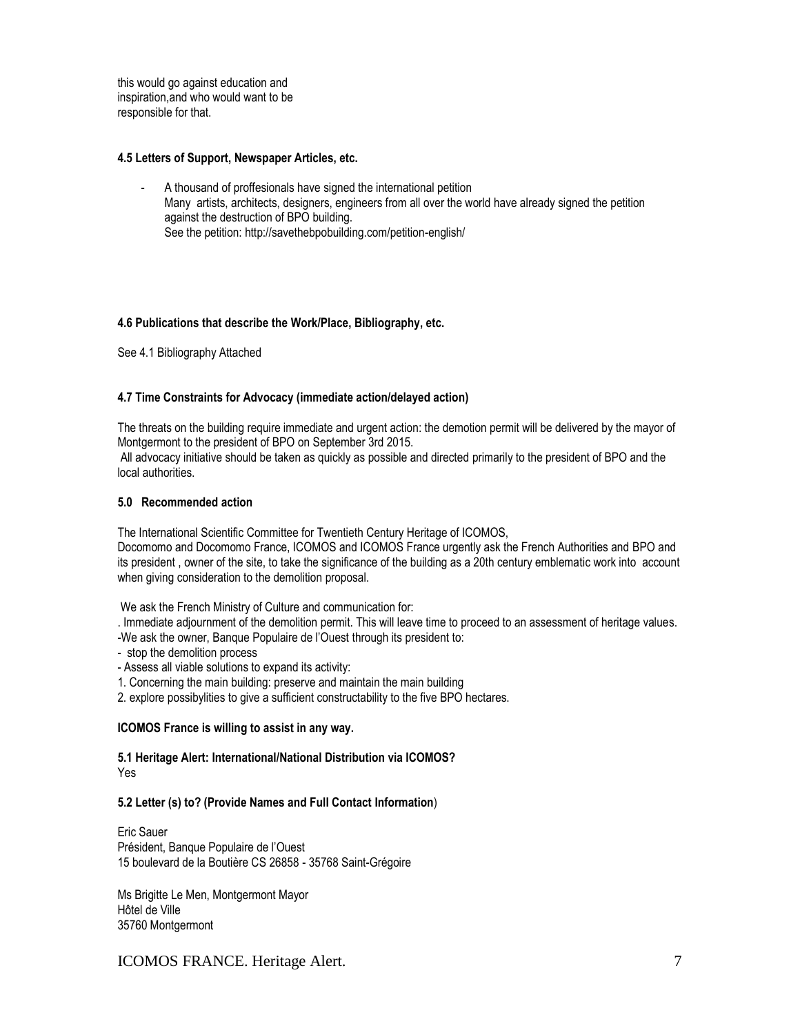this would go against education and inspiration,and who would want to be responsible for that.

**4.5 Letters of Support, Newspaper Articles, etc.**

- A thousand of proffesionals have signed the international petition
  Many artists, architects, designers, engineers from all over the world have already signed the petition against the destruction of BPO building.
  See the petition: http://savethebpobuilding.com/petition-english/

**4.6 Publications that describe the Work/Place, Bibliography, etc.**

See 4.1 Bibliography Attached

**4.7 Time Constraints for Advocacy (immediate action/delayed action)**

The threats on the building require immediate and urgent action: the demotion permit will be delivered by the mayor of Montgermont to the president of BPO on September 3rd 2015.
All advocacy initiative should be taken as quickly as possible and directed primarily to the president of BPO and the local authorities.

**5.0 Recommended action**

The International Scientific Committee for Twentieth Century Heritage of ICOMOS,
Docomomo and Docomomo France, ICOMOS and ICOMOS France urgently ask the French Authorities and BPO and its president , owner of the site, to take the significance of the building as a 20th century emblematic work into account when giving consideration to the demolition proposal.

We ask the French Ministry of Culture and communication for:
. Immediate adjournment of the demolition permit. This will leave time to proceed to an assessment of heritage values.
-We ask the owner, Banque Populaire de l'Ouest through its president to:
- stop the demolition process
- Assess all viable solutions to expand its activity:
1. Concerning the main building: preserve and maintain the main building
2. explore possibylities to give a sufficient constructability to the five BPO hectares.

**ICOMOS France is willing to assist in any way.**

**5.1 Heritage Alert: International/National Distribution via ICOMOS?**
Yes

**5.2 Letter (s) to? (Provide Names and Full Contact Information)**

Eric Sauer
Président, Banque Populaire de l'Ouest
15 boulevard de la Boutière CS 26858 - 35768 Saint-Grégoire

Ms Brigitte Le Men, Montgermont Mayor
Hôtel de Ville
35760 Montgermont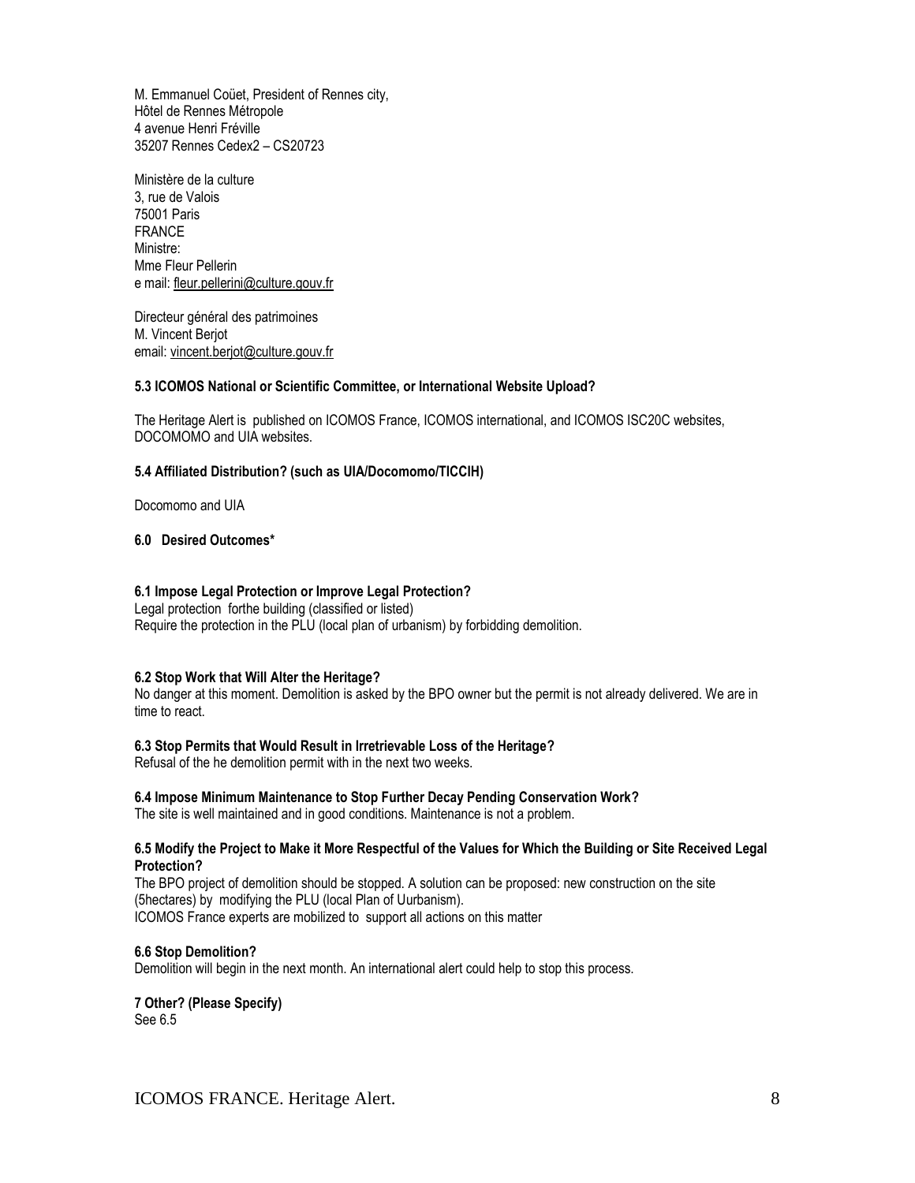M. Emmanuel Coüet, President of Rennes city,
Hôtel de Rennes Métropole
4 avenue Henri Fréville
35207 Rennes Cedex2 – CS20723

Ministère de la culture
3, rue de Valois
75001 Paris
FRANCE
Ministre:
Mme Fleur Pellerin
e mail: fleur.pellerini@culture.gouv.fr

Directeur général des patrimoines
M. Vincent Berjot
email: vincent.berjot@culture.gouv.fr

**5.3 ICOMOS National or Scientific Committee, or International Website Upload?**

The Heritage Alert is published on ICOMOS France, ICOMOS international, and ICOMOS ISC20C websites, DOCOMOMO and UIA websites.

**5.4 Affiliated Distribution? (such as UIA/Docomomo/TICCIH)**

Docomomo and UIA

**6.0 Desired Outcomes***

**6.1 Impose Legal Protection or Improve Legal Protection?**
Legal protection forthe building (classified or listed)
Require the protection in the PLU (local plan of urbanism) by forbidding demolition.

**6.2 Stop Work that Will Alter the Heritage?**
No danger at this moment. Demolition is asked by the BPO owner but the permit is not already delivered. We are in time to react.

**6.3 Stop Permits that Would Result in Irretrievable Loss of the Heritage?**
Refusal of the he demolition permit with in the next two weeks.

**6.4 Impose Minimum Maintenance to Stop Further Decay Pending Conservation Work?**
The site is well maintained and in good conditions. Maintenance is not a problem.

**6.5 Modify the Project to Make it More Respectful of the Values for Which the Building or Site Received Legal Protection?**
The BPO project of demolition should be stopped. A solution can be proposed: new construction on the site (5hectares) by modifying the PLU (local Plan of Uurbanism).
ICOMOS France experts are mobilized to support all actions on this matter

**6.6 Stop Demolition?**
Demolition will begin in the next month. An international alert could help to stop this process.

**7 Other? (Please Specify)**
See 6.5